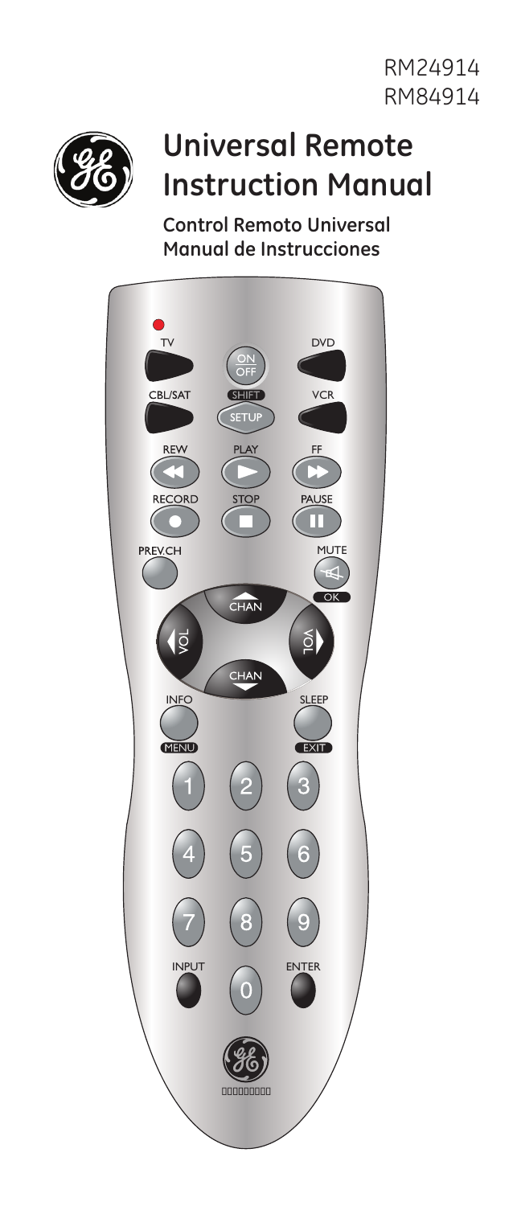RM24914
RM84914

# Universal Remote Instruction Manual

**Control Remoto Universal Manual de Instrucciones**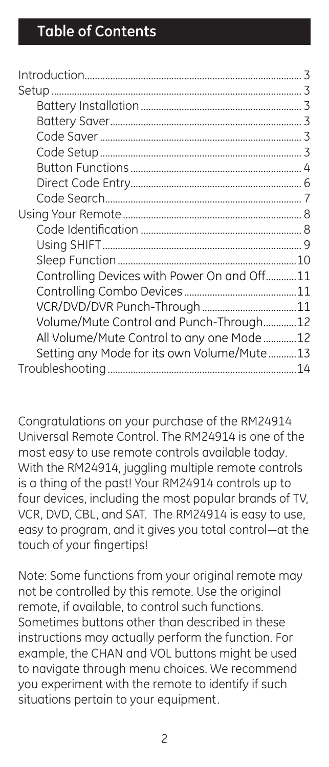## Table of Contents

| | |
|---|---|
| Introduction | 3 |
| Setup | 3 |
| Battery Installation | 3 |
| Battery Saver | 3 |
| Code Saver | 3 |
| Code Setup | 3 |
| Button Functions | 4 |
| Direct Code Entry | 6 |
| Code Search | 7 |
| Using Your Remote | 8 |
| Code Identification | 8 |
| Using SHIFT | 9 |
| Sleep Function | 10 |
| Controlling Devices with Power On and Off | 11 |
| Controlling Combo Devices | 11 |
| VCR/DVD/DVR Punch-Through | 11 |
| Volume/Mute Control and Punch-Through | 12 |
| All Volume/Mute Control to any one Mode | 12 |
| Setting any Mode for its own Volume/Mute | 13 |
| Troubleshooting | 14 |

Congratulations on your purchase of the RM24914 Universal Remote Control. The RM24914 is one of the most easy to use remote controls available today. With the RM24914, juggling multiple remote controls is a thing of the past! Your RM24914 controls up to four devices, including the most popular brands of TV, VCR, DVD, CBL, and SAT. The RM24914 is easy to use, easy to program, and it gives you total control—at the touch of your fingertips!

Note: Some functions from your original remote may not be controlled by this remote. Use the original remote, if available, to control such functions. Sometimes buttons other than described in these instructions may actually perform the function. For example, the CHAN and VOL buttons might be used to navigate through menu choices. We recommend you experiment with the remote to identify if such situations pertain to your equipment.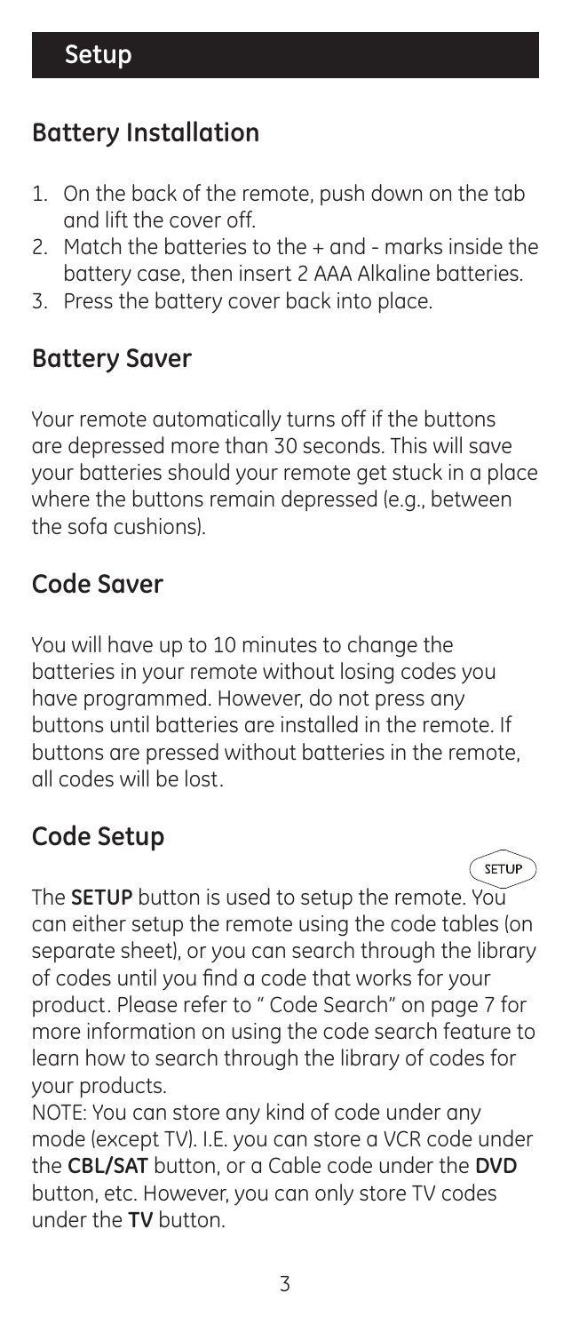## Setup

### Battery Installation

1. On the back of the remote, push down on the tab and lift the cover off.
2. Match the batteries to the + and - marks inside the battery case, then insert 2 AAA Alkaline batteries.
3. Press the battery cover back into place.

### Battery Saver

Your remote automatically turns off if the buttons are depressed more than 30 seconds. This will save your batteries should your remote get stuck in a place where the buttons remain depressed (e.g., between the sofa cushions).

### Code Saver

You will have up to 10 minutes to change the batteries in your remote without losing codes you have programmed. However, do not press any buttons until batteries are installed in the remote. If buttons are pressed without batteries in the remote, all codes will be lost.

### Code Setup

SETUP

The **SETUP** button is used to setup the remote. You can either setup the remote using the code tables (on separate sheet), or you can search through the library of codes until you find a code that works for your product. Please refer to " Code Search" on page 7 for more information on using the code search feature to learn how to search through the library of codes for your products.

NOTE: You can store any kind of code under any mode (except TV). I.E. you can store a VCR code under the **CBL/SAT** button, or a Cable code under the **DVD** button, etc. However, you can only store TV codes under the **TV** button.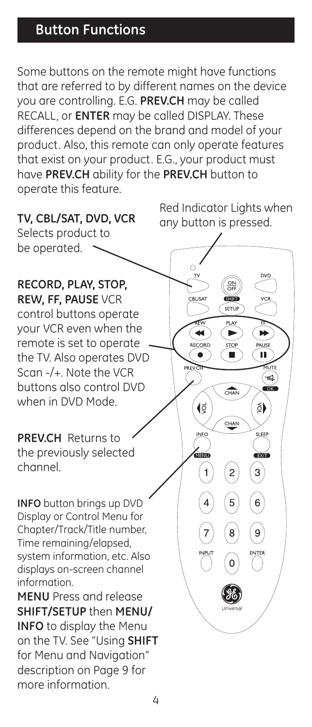## Button Functions

Some buttons on the remote might have functions that are referred to by different names on the device you are controlling. E.G. **PREV.CH** may be called RECALL, or **ENTER** may be called DISPLAY. These differences depend on the brand and model of your product. Also, this remote can only operate features that exist on your product. E.G., your product must have **PREV.CH** ability for the **PREV.CH** button to operate this feature.

**TV, CBL/SAT, DVD, VCR** Selects product to be operated.

Red Indicator Lights when any button is pressed.

**RECORD, PLAY, STOP, REW, FF, PAUSE** VCR control buttons operate your VCR even when the remote is set to operate the TV. Also operates DVD Scan -/+. Note the VCR buttons also control DVD when in DVD Mode.

**PREV.CH** Returns to the previously selected channel.

**INFO** button brings up DVD Display or Control Menu for Chapter/Track/Title number, Time remaining/elapsed, system information, etc. Also displays on-screen channel information.

**MENU** Press and release **SHIFT/SETUP** then **MENU/INFO** to display the Menu on the TV. See "Using **SHIFT** for Menu and Navigation" description on Page 9 for more information.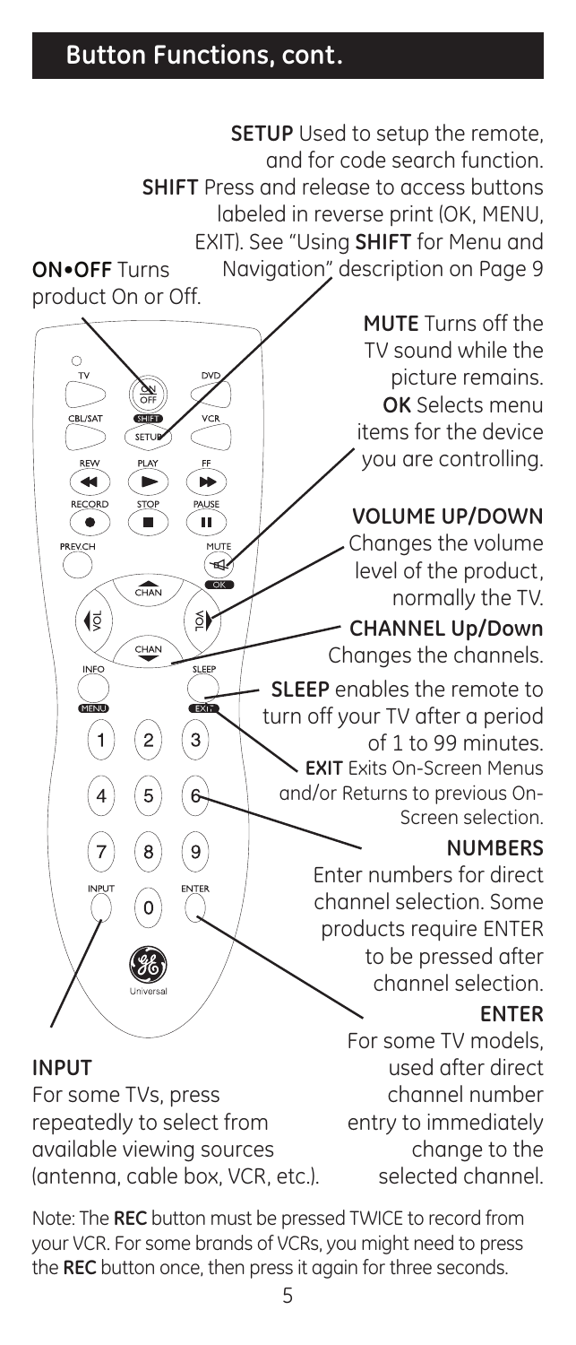## Button Functions, cont.

**SETUP** Used to setup the remote, and for code search function.

**SHIFT** Press and release to access buttons labeled in reverse print (OK, MENU, EXIT). See "Using **SHIFT** for Menu and Navigation" description on Page 9

**ON•OFF** Turns product On or Off.

**MUTE** Turns off the TV sound while the picture remains.

**OK** Selects menu items for the device you are controlling.

**VOLUME UP/DOWN** Changes the volume level of the product, normally the TV.

**CHANNEL Up/Down** Changes the channels.

**SLEEP** enables the remote to turn off your TV after a period of 1 to 99 minutes.

**EXIT** Exits On-Screen Menus and/or Returns to previous On-Screen selection.

**NUMBERS** Enter numbers for direct channel selection. Some products require ENTER to be pressed after channel selection.

**ENTER** For some TV models, used after direct channel number entry to immediately change to the selected channel.

**INPUT** For some TVs, press repeatedly to select from available viewing sources (antenna, cable box, VCR, etc.).

Note: The **REC** button must be pressed TWICE to record from your VCR. For some brands of VCRs, you might need to press the **REC** button once, then press it again for three seconds.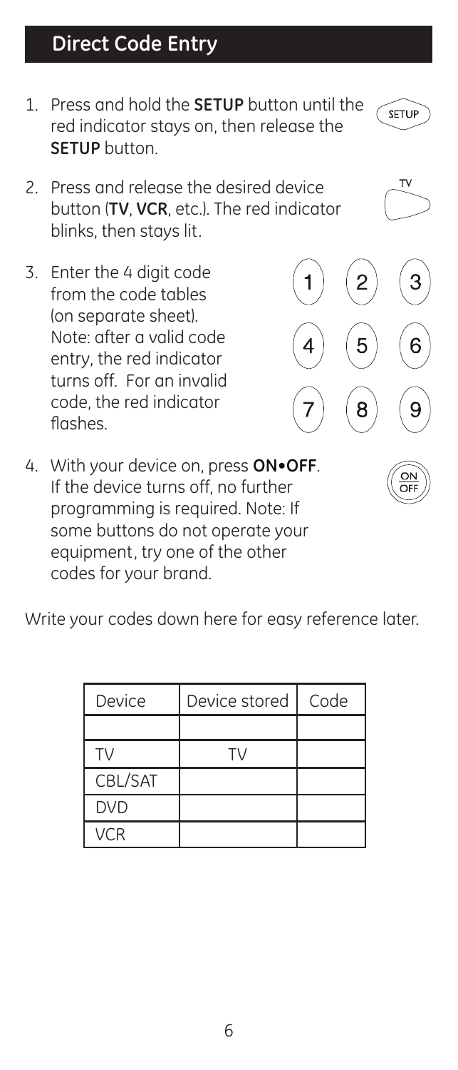## Direct Code Entry

1. Press and hold the **SETUP** button until the red indicator stays on, then release the **SETUP** button.
2. Press and release the desired device button (**TV**, **VCR**, etc.). The red indicator blinks, then stays lit.
3. Enter the 4 digit code from the code tables (on separate sheet). Note: after a valid code entry, the red indicator turns off. For an invalid code, the red indicator flashes.
4. With your device on, press **ON•OFF**. If the device turns off, no further programming is required. Note: If some buttons do not operate your equipment, try one of the other codes for your brand.

Write your codes down here for easy reference later.

| Device | Device stored | Code |
|---|---|---|
| | | |
| TV | TV | |
| CBL/SAT | | |
| DVD | | |
| VCR | | |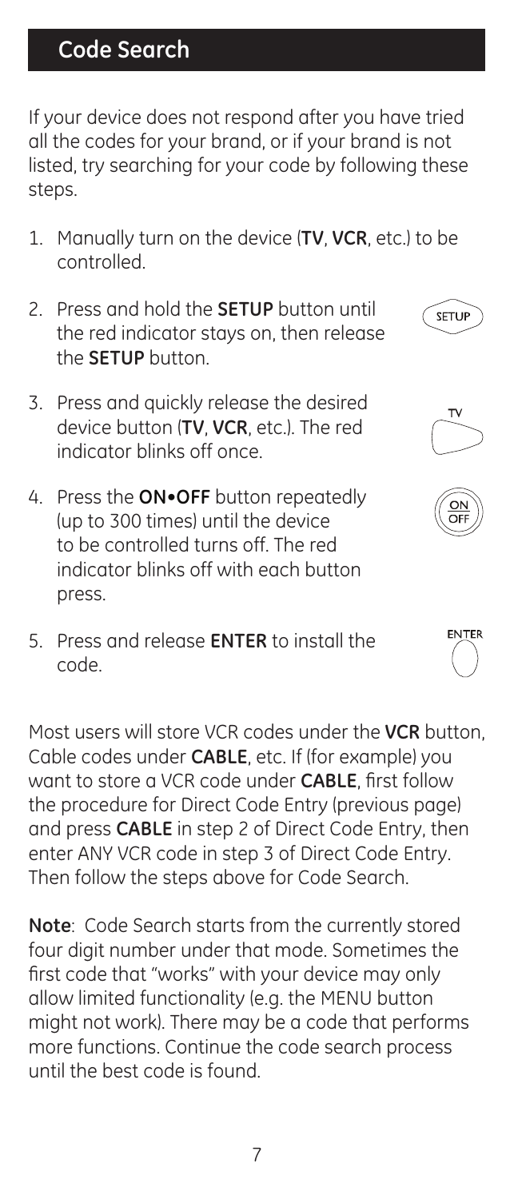## Code Search

If your device does not respond after you have tried all the codes for your brand, or if your brand is not listed, try searching for your code by following these steps.

1. Manually turn on the device (**TV**, **VCR**, etc.) to be controlled.
2. Press and hold the **SETUP** button until the red indicator stays on, then release the **SETUP** button.
3. Press and quickly release the desired device button (**TV**, **VCR**, etc.). The red indicator blinks off once.
4. Press the **ON•OFF** button repeatedly (up to 300 times) until the device to be controlled turns off. The red indicator blinks off with each button press.
5. Press and release **ENTER** to install the code.

Most users will store VCR codes under the **VCR** button, Cable codes under **CABLE**, etc. If (for example) you want to store a VCR code under **CABLE**, first follow the procedure for Direct Code Entry (previous page) and press **CABLE** in step 2 of Direct Code Entry, then enter ANY VCR code in step 3 of Direct Code Entry. Then follow the steps above for Code Search.

**Note**: Code Search starts from the currently stored four digit number under that mode. Sometimes the first code that "works" with your device may only allow limited functionality (e.g. the MENU button might not work). There may be a code that performs more functions. Continue the code search process until the best code is found.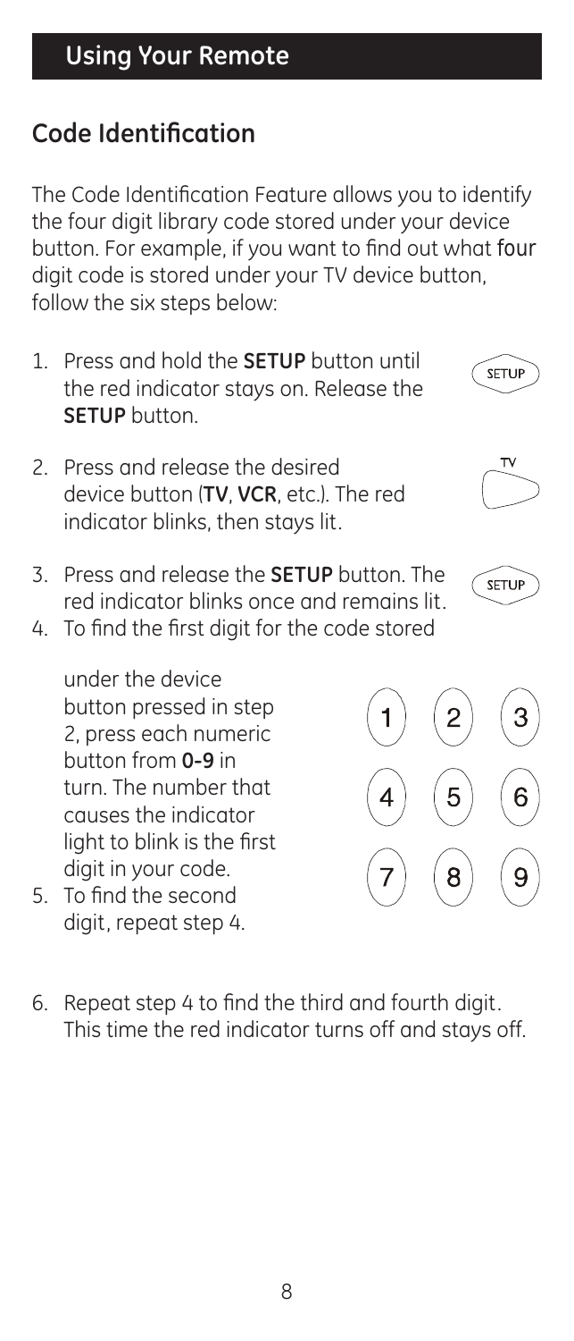## Using Your Remote

### Code Identification

The Code Identification Feature allows you to identify the four digit library code stored under your device button. For example, if you want to find out what four digit code is stored under your TV device button, follow the six steps below:

1. Press and hold the **SETUP** button until the red indicator stays on. Release the **SETUP** button.
2. Press and release the desired device button (**TV**, **VCR**, etc.). The red indicator blinks, then stays lit.
3. Press and release the **SETUP** button. The red indicator blinks once and remains lit.
4. To find the first digit for the code stored under the device button pressed in step 2, press each numeric button from **0-9** in turn. The number that causes the indicator light to blink is the first digit in your code.
5. To find the second digit, repeat step 4.
6. Repeat step 4 to find the third and fourth digit. This time the red indicator turns off and stays off.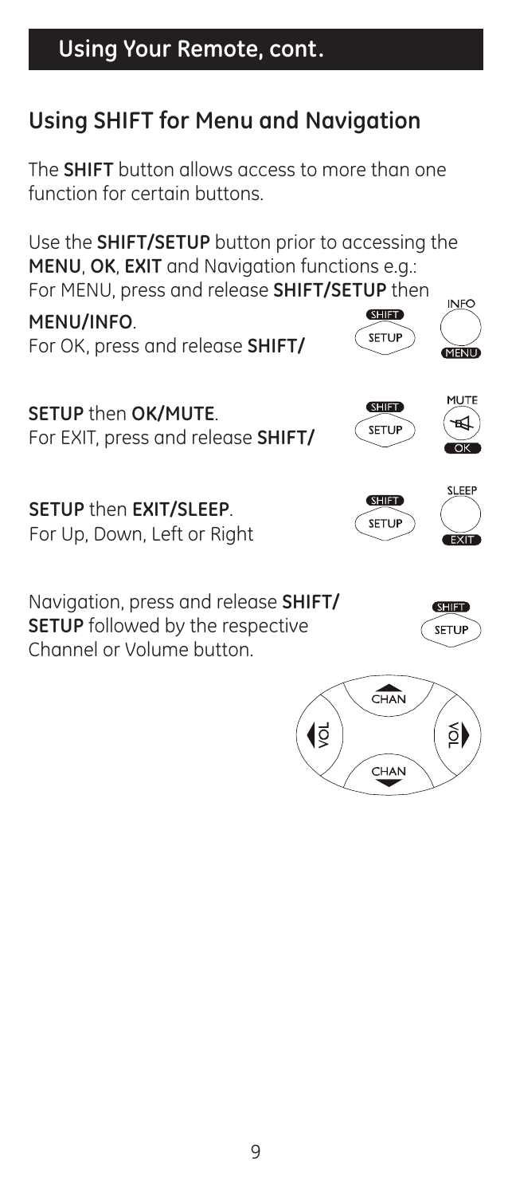## Using Your Remote, cont.

## Using SHIFT for Menu and Navigation

The **SHIFT** button allows access to more than one function for certain buttons.

Use the **SHIFT/SETUP** button prior to accessing the **MENU**, **OK**, **EXIT** and Navigation functions e.g.:

For MENU, press and release **SHIFT/SETUP** then **MENU/INFO**.

For OK, press and release **SHIFT/SETUP** then **OK/MUTE**.

For EXIT, press and release **SHIFT/SETUP** then **EXIT/SLEEP**.

For Up, Down, Left or Right Navigation, press and release **SHIFT/SETUP** followed by the respective Channel or Volume button.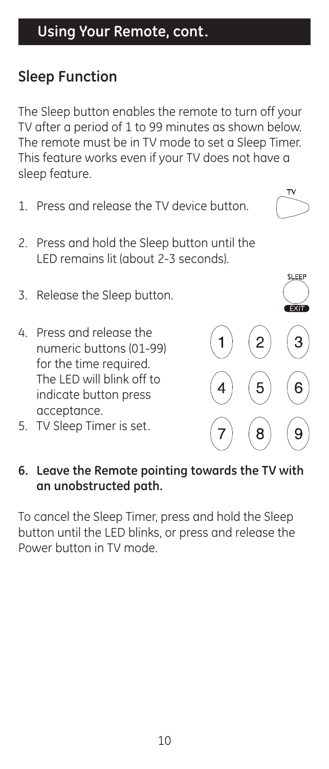## Using Your Remote, cont.

### Sleep Function

The Sleep button enables the remote to turn off your TV after a period of 1 to 99 minutes as shown below. The remote must be in TV mode to set a Sleep Timer. This feature works even if your TV does not have a sleep feature.

1. Press and release the TV device button.
2. Press and hold the Sleep button until the LED remains lit (about 2-3 seconds).
3. Release the Sleep button.
4. Press and release the numeric buttons (01-99) for the time required. The LED will blink off to indicate button press acceptance.
5. TV Sleep Timer is set.
6. **Leave the Remote pointing towards the TV with an unobstructed path.**

To cancel the Sleep Timer, press and hold the Sleep button until the LED blinks, or press and release the Power button in TV mode.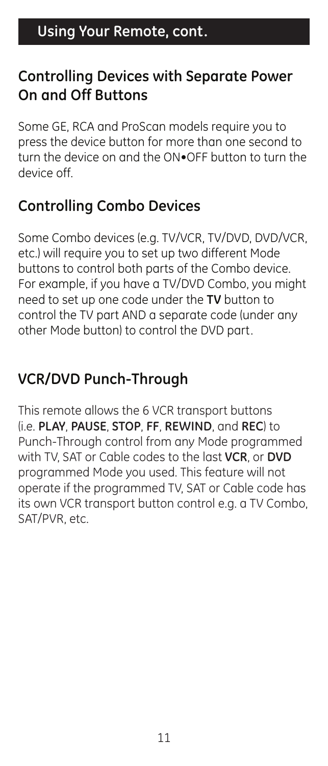## Using Your Remote, cont.

### Controlling Devices with Separate Power On and Off Buttons

Some GE, RCA and ProScan models require you to press the device button for more than one second to turn the device on and the ON•OFF button to turn the device off.

### Controlling Combo Devices

Some Combo devices (e.g. TV/VCR, TV/DVD, DVD/VCR, etc.) will require you to set up two different Mode buttons to control both parts of the Combo device. For example, if you have a TV/DVD Combo, you might need to set up one code under the **TV** button to control the TV part AND a separate code (under any other Mode button) to control the DVD part.

### VCR/DVD Punch-Through

This remote allows the 6 VCR transport buttons (i.e. **PLAY**, **PAUSE**, **STOP**, **FF**, **REWIND**, and **REC**) to Punch-Through control from any Mode programmed with TV, SAT or Cable codes to the last **VCR**, or **DVD** programmed Mode you used. This feature will not operate if the programmed TV, SAT or Cable code has its own VCR transport button control e.g. a TV Combo, SAT/PVR, etc.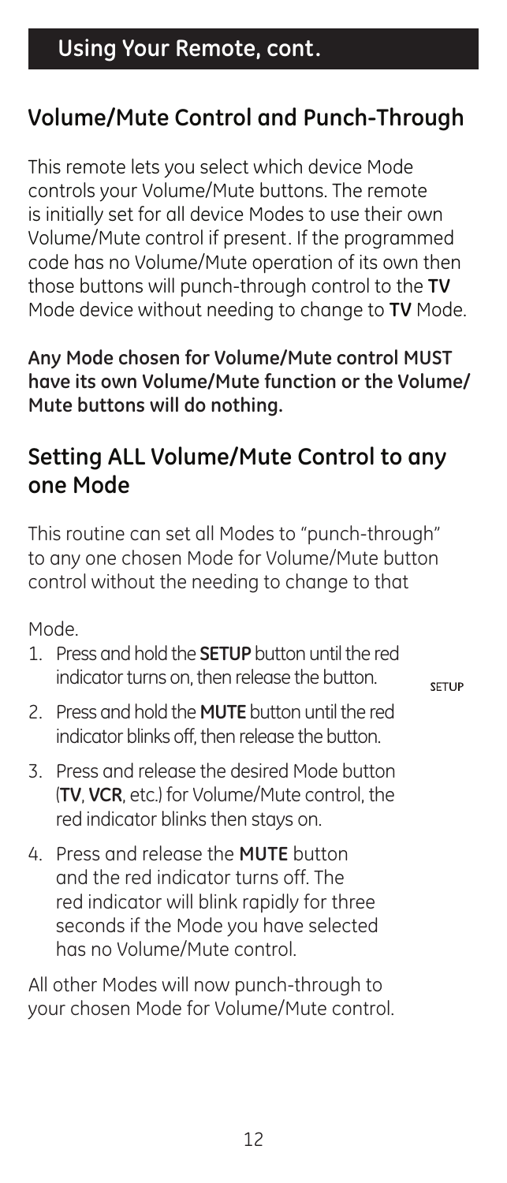# Using Your Remote, cont.

## Volume/Mute Control and Punch-Through

This remote lets you select which device Mode controls your Volume/Mute buttons. The remote is initially set for all device Modes to use their own Volume/Mute control if present. If the programmed code has no Volume/Mute operation of its own then those buttons will punch-through control to the **TV** Mode device without needing to change to **TV** Mode.

**Any Mode chosen for Volume/Mute control MUST have its own Volume/Mute function or the Volume/ Mute buttons will do nothing.**

## Setting ALL Volume/Mute Control to any one Mode

This routine can set all Modes to "punch-through" to any one chosen Mode for Volume/Mute button control without the needing to change to that

Mode.

1. Press and hold the **SETUP** button until the red indicator turns on, then release the button.

SETUP

2. Press and hold the **MUTE** button until the red indicator blinks off, then release the button.
3. Press and release the desired Mode button (**TV**, **VCR**, etc.) for Volume/Mute control, the red indicator blinks then stays on.
4. Press and release the **MUTE** button and the red indicator turns off. The red indicator will blink rapidly for three seconds if the Mode you have selected has no Volume/Mute control.

All other Modes will now punch-through to your chosen Mode for Volume/Mute control.